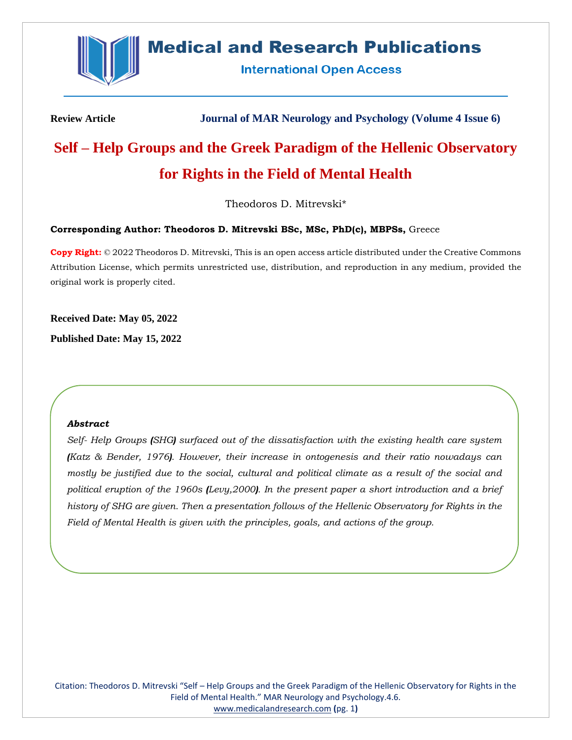**Review Article** | **Journal of MAR Neurology and Psychology (Volume 4 Issue 6)**

# Self – Help Groups and the Greek Paradigm of the Hellenic Observatory for Rights in the Field of Mental Health

Theodoros D. Mitrevski*

**Corresponding Author: Theodoros D. Mitrevski BSc, MSc, PhD(c), MBPSs,** Greece

**Copy Right:** © 2022 Theodoros D. Mitrevski, This is an open access article distributed under the Creative Commons Attribution License, which permits unrestricted use, distribution, and reproduction in any medium, provided the original work is properly cited.

**Received Date: May 05, 2022**

**Published Date: May 15, 2022**

***Abstract***

*Self- Help Groups (SHG) surfaced out of the dissatisfaction with the existing health care system (Katz & Bender, 1976). However, their increase in ontogenesis and their ratio nowadays can mostly be justified due to the social, cultural and political climate as a result of the social and political eruption of the 1960s (Levy,2000). In the present paper a short introduction and a brief history of SHG are given. Then a presentation follows of the Hellenic Observatory for Rights in the Field of Mental Health is given with the principles, goals, and actions of the group.*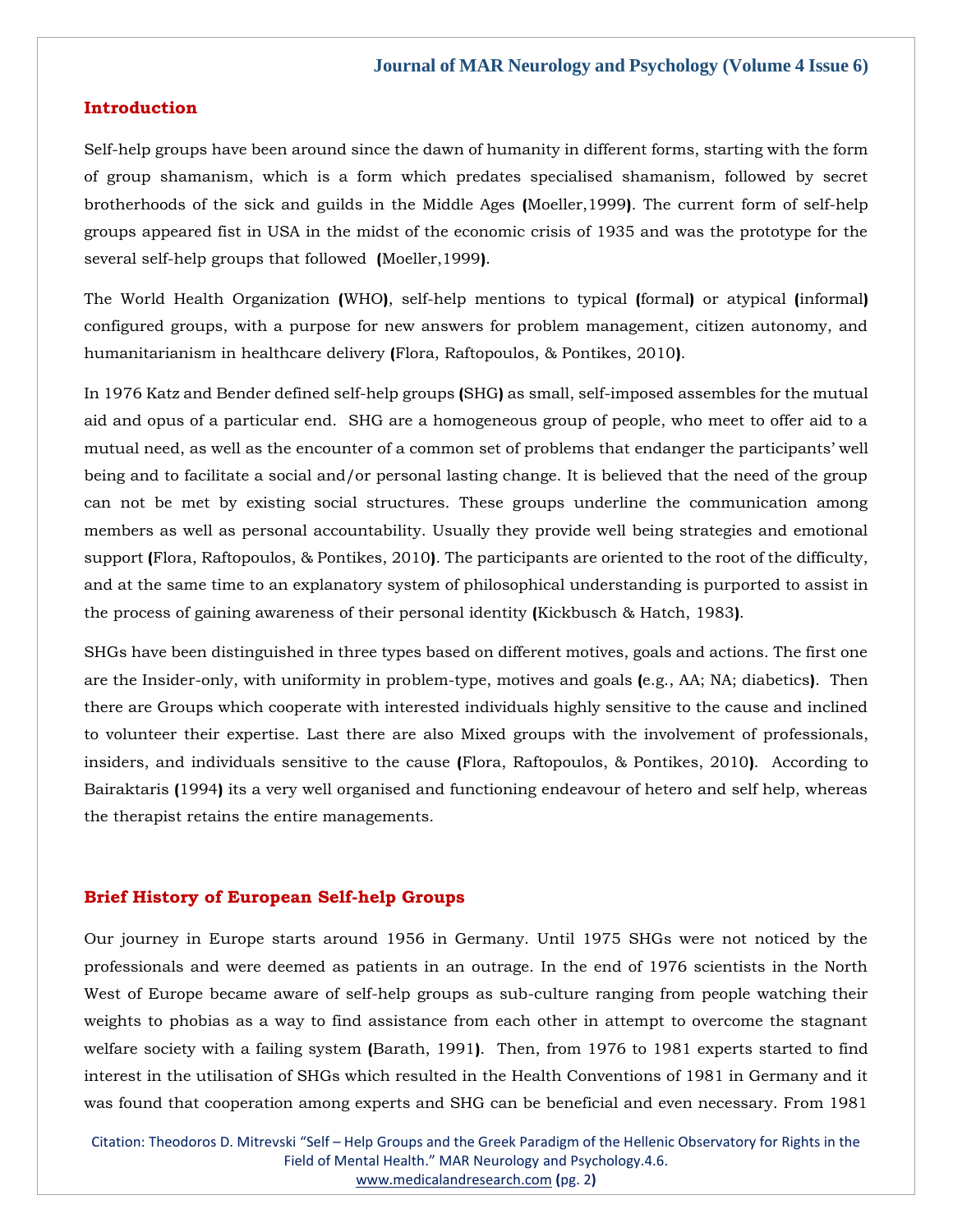## Introduction

Self-help groups have been around since the dawn of humanity in different forms, starting with the form of group shamanism, which is a form which predates specialised shamanism, followed by secret brotherhoods of the sick and guilds in the Middle Ages (Moeller,1999). The current form of self-help groups appeared fist in USA in the midst of the economic crisis of 1935 and was the prototype for the several self-help groups that followed (Moeller,1999).

The World Health Organization (WHO), self-help mentions to typical (formal) or atypical (informal) configured groups, with a purpose for new answers for problem management, citizen autonomy, and humanitarianism in healthcare delivery (Flora, Raftopoulos, & Pontikes, 2010).

In 1976 Katz and Bender defined self-help groups (SHG) as small, self-imposed assembles for the mutual aid and opus of a particular end. SHG are a homogeneous group of people, who meet to offer aid to a mutual need, as well as the encounter of a common set of problems that endanger the participants' well being and to facilitate a social and/or personal lasting change. It is believed that the need of the group can not be met by existing social structures. These groups underline the communication among members as well as personal accountability. Usually they provide well being strategies and emotional support (Flora, Raftopoulos, & Pontikes, 2010). The participants are oriented to the root of the difficulty, and at the same time to an explanatory system of philosophical understanding is purported to assist in the process of gaining awareness of their personal identity (Kickbusch & Hatch, 1983).

SHGs have been distinguished in three types based on different motives, goals and actions. The first one are the Insider-only, with uniformity in problem-type, motives and goals (e.g., AA; NA; diabetics). Then there are Groups which cooperate with interested individuals highly sensitive to the cause and inclined to volunteer their expertise. Last there are also Mixed groups with the involvement of professionals, insiders, and individuals sensitive to the cause (Flora, Raftopoulos, & Pontikes, 2010). According to Bairaktaris (1994) its a very well organised and functioning endeavour of hetero and self help, whereas the therapist retains the entire managements.

## Brief History of European Self-help Groups

Our journey in Europe starts around 1956 in Germany. Until 1975 SHGs were not noticed by the professionals and were deemed as patients in an outrage. In the end of 1976 scientists in the North West of Europe became aware of self-help groups as sub-culture ranging from people watching their weights to phobias as a way to find assistance from each other in attempt to overcome the stagnant welfare society with a failing system (Barath, 1991). Then, from 1976 to 1981 experts started to find interest in the utilisation of SHGs which resulted in the Health Conventions of 1981 in Germany and it was found that cooperation among experts and SHG can be beneficial and even necessary. From 1981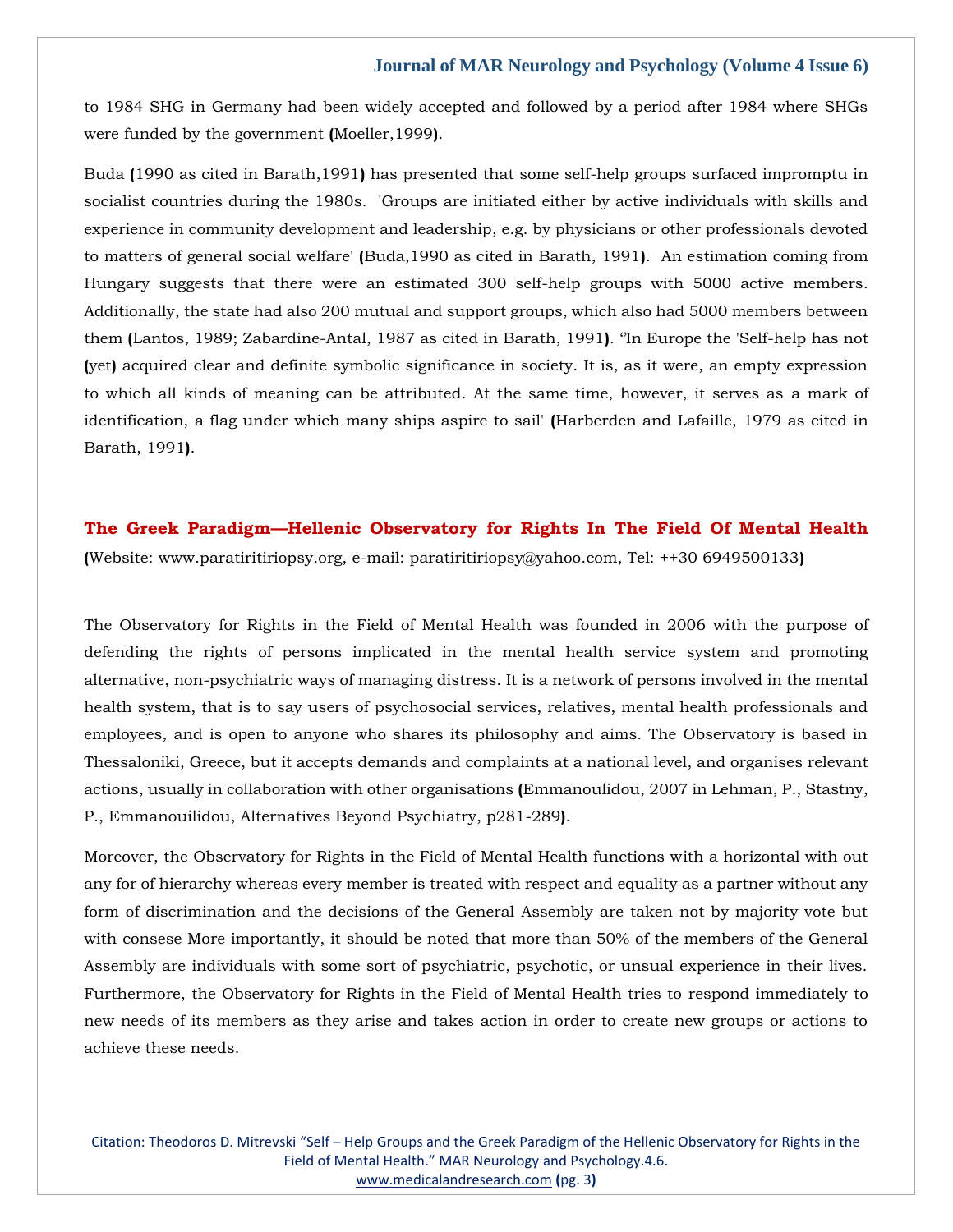to 1984 SHG in Germany had been widely accepted and followed by a period after 1984 where SHGs were funded by the government (Moeller,1999).

Buda (1990 as cited in Barath,1991) has presented that some self-help groups surfaced impromptu in socialist countries during the 1980s. 'Groups are initiated either by active individuals with skills and experience in community development and leadership, e.g. by physicians or other professionals devoted to matters of general social welfare' (Buda,1990 as cited in Barath, 1991). An estimation coming from Hungary suggests that there were an estimated 300 self-help groups with 5000 active members. Additionally, the state had also 200 mutual and support groups, which also had 5000 members between them (Lantos, 1989; Zabardine-Antal, 1987 as cited in Barath, 1991). ''In Europe the 'Self-help has not (yet) acquired clear and definite symbolic significance in society. It is, as it were, an empty expression to which all kinds of meaning can be attributed. At the same time, however, it serves as a mark of identification, a flag under which many ships aspire to sail' (Harberden and Lafaille, 1979 as cited in Barath, 1991).

## The Greek Paradigm—Hellenic Observatory for Rights In The Field Of Mental Health

(Website: www.paratiritiriopsy.org, e-mail: paratiritiriopsy@yahoo.com, Tel: ++30 6949500133)

The Observatory for Rights in the Field of Mental Health was founded in 2006 with the purpose of defending the rights of persons implicated in the mental health service system and promoting alternative, non-psychiatric ways of managing distress. It is a network of persons involved in the mental health system, that is to say users of psychosocial services, relatives, mental health professionals and employees, and is open to anyone who shares its philosophy and aims. The Observatory is based in Thessaloniki, Greece, but it accepts demands and complaints at a national level, and organises relevant actions, usually in collaboration with other organisations (Emmanoulidou, 2007 in Lehman, P., Stastny, P., Emmanouilidou, Alternatives Beyond Psychiatry, p281-289).

Moreover, the Observatory for Rights in the Field of Mental Health functions with a horizontal with out any for of hierarchy whereas every member is treated with respect and equality as a partner without any form of discrimination and the decisions of the General Assembly are taken not by majority vote but with consese More importantly, it should be noted that more than 50% of the members of the General Assembly are individuals with some sort of psychiatric, psychotic, or unsual experience in their lives. Furthermore, the Observatory for Rights in the Field of Mental Health tries to respond immediately to new needs of its members as they arise and takes action in order to create new groups or actions to achieve these needs.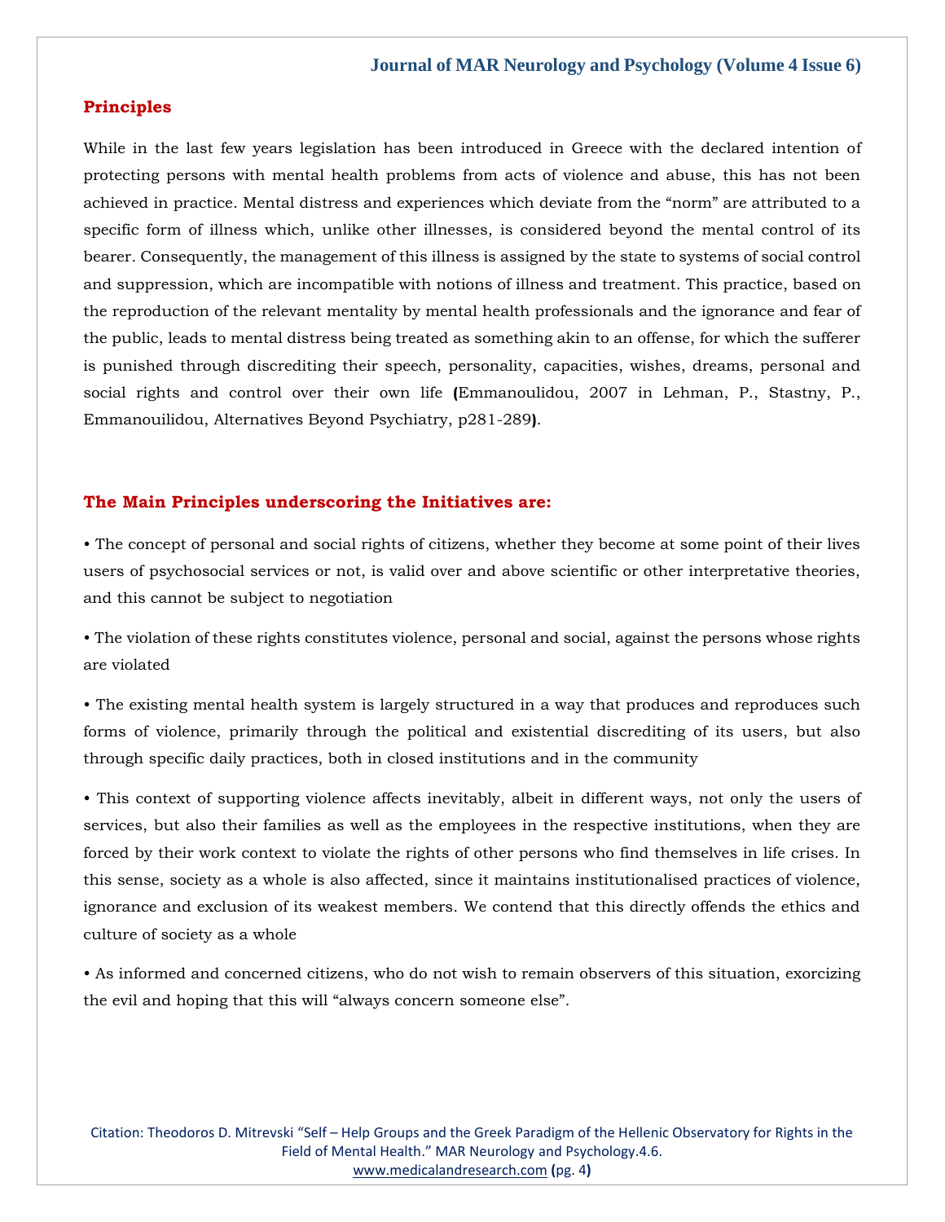## Principles

While in the last few years legislation has been introduced in Greece with the declared intention of protecting persons with mental health problems from acts of violence and abuse, this has not been achieved in practice. Mental distress and experiences which deviate from the "norm" are attributed to a specific form of illness which, unlike other illnesses, is considered beyond the mental control of its bearer. Consequently, the management of this illness is assigned by the state to systems of social control and suppression, which are incompatible with notions of illness and treatment. This practice, based on the reproduction of the relevant mentality by mental health professionals and the ignorance and fear of the public, leads to mental distress being treated as something akin to an offense, for which the sufferer is punished through discrediting their speech, personality, capacities, wishes, dreams, personal and social rights and control over their own life **(**Emmanoulidou, 2007 in Lehman, P., Stastny, P., Emmanouilidou, Alternatives Beyond Psychiatry, p281-289**)**.

## The Main Principles underscoring the Initiatives are:

• The concept of personal and social rights of citizens, whether they become at some point of their lives users of psychosocial services or not, is valid over and above scientific or other interpretative theories, and this cannot be subject to negotiation

• The violation of these rights constitutes violence, personal and social, against the persons whose rights are violated

• The existing mental health system is largely structured in a way that produces and reproduces such forms of violence, primarily through the political and existential discrediting of its users, but also through specific daily practices, both in closed institutions and in the community

• This context of supporting violence affects inevitably, albeit in different ways, not only the users of services, but also their families as well as the employees in the respective institutions, when they are forced by their work context to violate the rights of other persons who find themselves in life crises. In this sense, society as a whole is also affected, since it maintains institutionalised practices of violence, ignorance and exclusion of its weakest members. We contend that this directly offends the ethics and culture of society as a whole

• As informed and concerned citizens, who do not wish to remain observers of this situation, exorcizing the evil and hoping that this will "always concern someone else".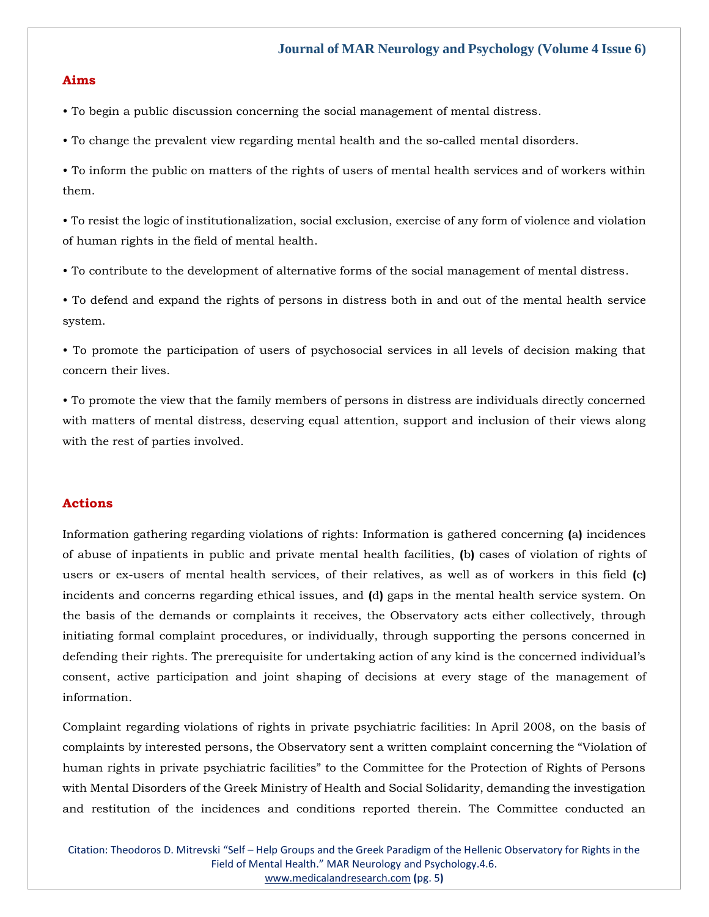## Aims

- To begin a public discussion concerning the social management of mental distress.
- To change the prevalent view regarding mental health and the so-called mental disorders.
- To inform the public on matters of the rights of users of mental health services and of workers within them.
- To resist the logic of institutionalization, social exclusion, exercise of any form of violence and violation of human rights in the field of mental health.
- To contribute to the development of alternative forms of the social management of mental distress.
- To defend and expand the rights of persons in distress both in and out of the mental health service system.
- To promote the participation of users of psychosocial services in all levels of decision making that concern their lives.
- To promote the view that the family members of persons in distress are individuals directly concerned with matters of mental distress, deserving equal attention, support and inclusion of their views along with the rest of parties involved.

## Actions

Information gathering regarding violations of rights: Information is gathered concerning (a) incidences of abuse of inpatients in public and private mental health facilities, (b) cases of violation of rights of users or ex-users of mental health services, of their relatives, as well as of workers in this field (c) incidents and concerns regarding ethical issues, and (d) gaps in the mental health service system. On the basis of the demands or complaints it receives, the Observatory acts either collectively, through initiating formal complaint procedures, or individually, through supporting the persons concerned in defending their rights. The prerequisite for undertaking action of any kind is the concerned individual's consent, active participation and joint shaping of decisions at every stage of the management of information.

Complaint regarding violations of rights in private psychiatric facilities: In April 2008, on the basis of complaints by interested persons, the Observatory sent a written complaint concerning the "Violation of human rights in private psychiatric facilities" to the Committee for the Protection of Rights of Persons with Mental Disorders of the Greek Ministry of Health and Social Solidarity, demanding the investigation and restitution of the incidences and conditions reported therein. The Committee conducted an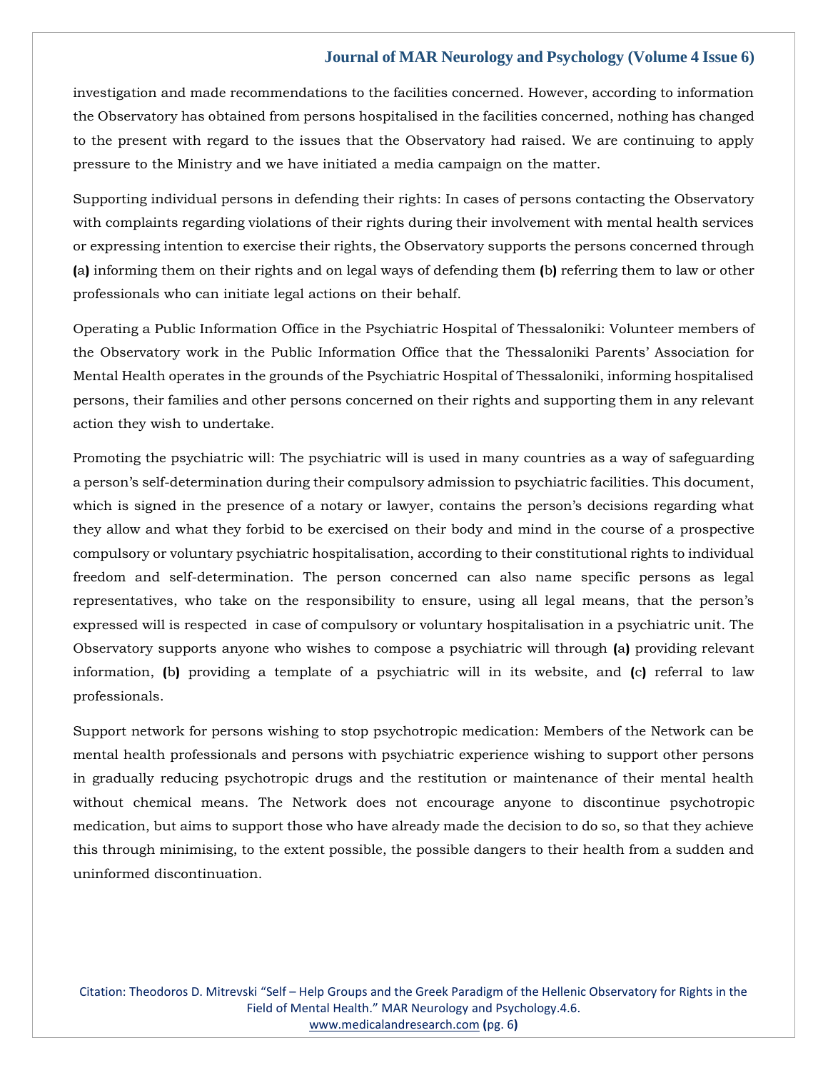investigation and made recommendations to the facilities concerned. However, according to information the Observatory has obtained from persons hospitalised in the facilities concerned, nothing has changed to the present with regard to the issues that the Observatory had raised. We are continuing to apply pressure to the Ministry and we have initiated a media campaign on the matter.

Supporting individual persons in defending their rights: In cases of persons contacting the Observatory with complaints regarding violations of their rights during their involvement with mental health services or expressing intention to exercise their rights, the Observatory supports the persons concerned through (a) informing them on their rights and on legal ways of defending them (b) referring them to law or other professionals who can initiate legal actions on their behalf.

Operating a Public Information Office in the Psychiatric Hospital of Thessaloniki: Volunteer members of the Observatory work in the Public Information Office that the Thessaloniki Parents' Association for Mental Health operates in the grounds of the Psychiatric Hospital of Thessaloniki, informing hospitalised persons, their families and other persons concerned on their rights and supporting them in any relevant action they wish to undertake.

Promoting the psychiatric will: The psychiatric will is used in many countries as a way of safeguarding a person's self-determination during their compulsory admission to psychiatric facilities. This document, which is signed in the presence of a notary or lawyer, contains the person's decisions regarding what they allow and what they forbid to be exercised on their body and mind in the course of a prospective compulsory or voluntary psychiatric hospitalisation, according to their constitutional rights to individual freedom and self-determination. The person concerned can also name specific persons as legal representatives, who take on the responsibility to ensure, using all legal means, that the person's expressed will is respected in case of compulsory or voluntary hospitalisation in a psychiatric unit. The Observatory supports anyone who wishes to compose a psychiatric will through (a) providing relevant information, (b) providing a template of a psychiatric will in its website, and (c) referral to law professionals.

Support network for persons wishing to stop psychotropic medication: Members of the Network can be mental health professionals and persons with psychiatric experience wishing to support other persons in gradually reducing psychotropic drugs and the restitution or maintenance of their mental health without chemical means. The Network does not encourage anyone to discontinue psychotropic medication, but aims to support those who have already made the decision to do so, so that they achieve this through minimising, to the extent possible, the possible dangers to their health from a sudden and uninformed discontinuation.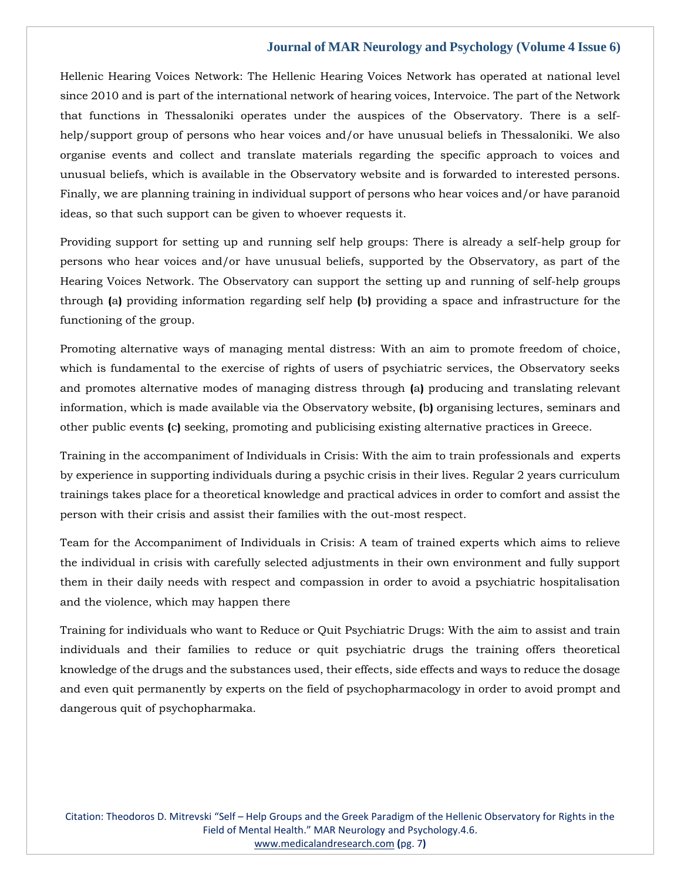Hellenic Hearing Voices Network: The Hellenic Hearing Voices Network has operated at national level since 2010 and is part of the international network of hearing voices, Intervoice. The part of the Network that functions in Thessaloniki operates under the auspices of the Observatory. There is a self-help/support group of persons who hear voices and/or have unusual beliefs in Thessaloniki. We also organise events and collect and translate materials regarding the specific approach to voices and unusual beliefs, which is available in the Observatory website and is forwarded to interested persons. Finally, we are planning training in individual support of persons who hear voices and/or have paranoid ideas, so that such support can be given to whoever requests it.

Providing support for setting up and running self help groups: There is already a self-help group for persons who hear voices and/or have unusual beliefs, supported by the Observatory, as part of the Hearing Voices Network. The Observatory can support the setting up and running of self-help groups through (a) providing information regarding self help (b) providing a space and infrastructure for the functioning of the group.

Promoting alternative ways of managing mental distress: With an aim to promote freedom of choice, which is fundamental to the exercise of rights of users of psychiatric services, the Observatory seeks and promotes alternative modes of managing distress through (a) producing and translating relevant information, which is made available via the Observatory website, (b) organising lectures, seminars and other public events (c) seeking, promoting and publicising existing alternative practices in Greece.

Training in the accompaniment of Individuals in Crisis: With the aim to train professionals and experts by experience in supporting individuals during a psychic crisis in their lives. Regular 2 years curriculum trainings takes place for a theoretical knowledge and practical advices in order to comfort and assist the person with their crisis and assist their families with the out-most respect.

Team for the Accompaniment of Individuals in Crisis: A team of trained experts which aims to relieve the individual in crisis with carefully selected adjustments in their own environment and fully support them in their daily needs with respect and compassion in order to avoid a psychiatric hospitalisation and the violence, which may happen there

Training for individuals who want to Reduce or Quit Psychiatric Drugs: With the aim to assist and train individuals and their families to reduce or quit psychiatric drugs the training offers theoretical knowledge of the drugs and the substances used, their effects, side effects and ways to reduce the dosage and even quit permanently by experts on the field of psychopharmacology in order to avoid prompt and dangerous quit of psychopharmaka.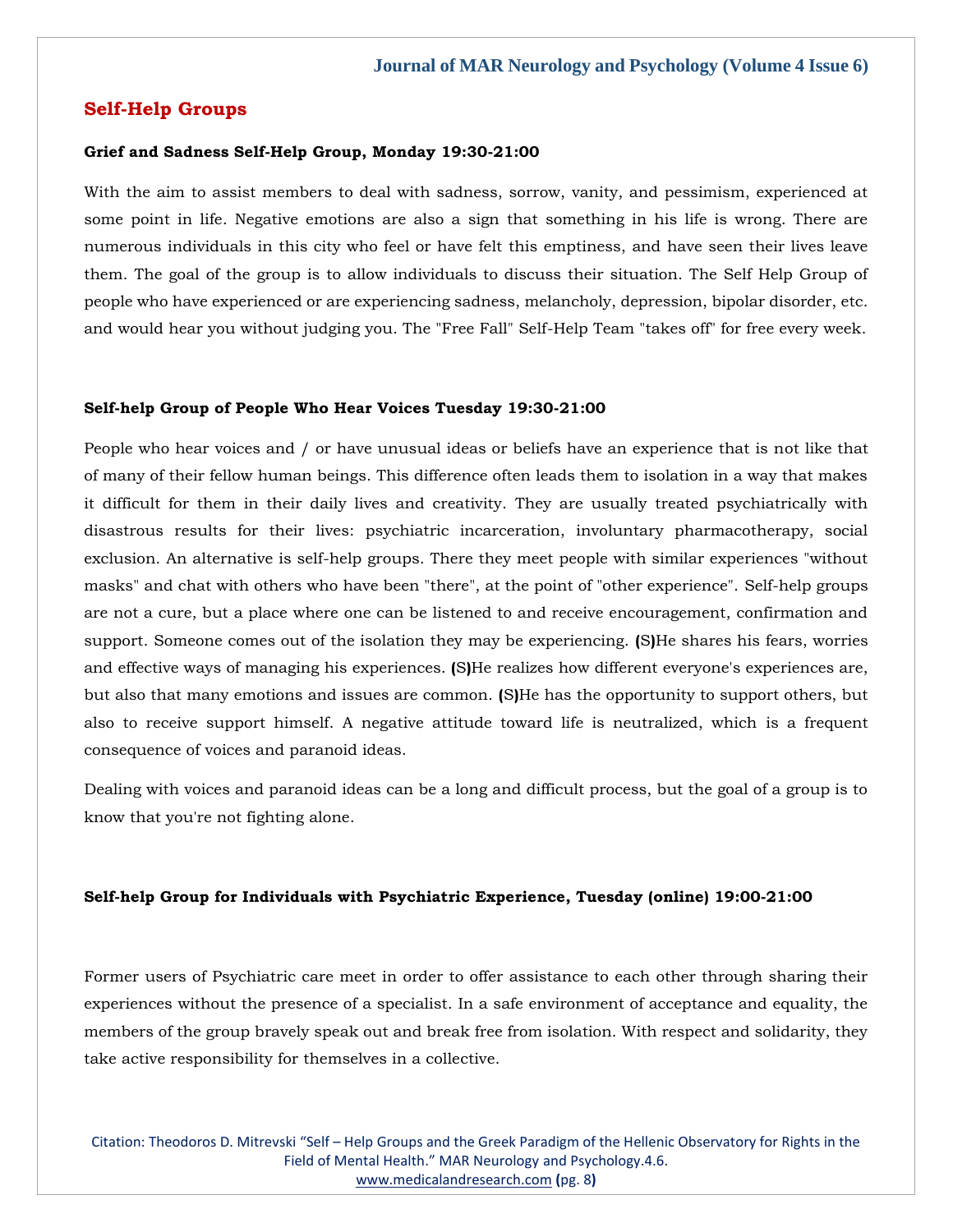## Self-Help Groups

**Grief and Sadness Self-Help Group, Monday 19:30-21:00**

With the aim to assist members to deal with sadness, sorrow, vanity, and pessimism, experienced at some point in life. Negative emotions are also a sign that something in his life is wrong. There are numerous individuals in this city who feel or have felt this emptiness, and have seen their lives leave them. The goal of the group is to allow individuals to discuss their situation. The Self Help Group of people who have experienced or are experiencing sadness, melancholy, depression, bipolar disorder, etc. and would hear you without judging you. The "Free Fall" Self-Help Team "takes off" for free every week.

**Self-help Group of People Who Hear Voices Tuesday 19:30-21:00**

People who hear voices and / or have unusual ideas or beliefs have an experience that is not like that of many of their fellow human beings. This difference often leads them to isolation in a way that makes it difficult for them in their daily lives and creativity. They are usually treated psychiatrically with disastrous results for their lives: psychiatric incarceration, involuntary pharmacotherapy, social exclusion. An alternative is self-help groups. There they meet people with similar experiences "without masks" and chat with others who have been "there", at the point of "other experience". Self-help groups are not a cure, but a place where one can be listened to and receive encouragement, confirmation and support. Someone comes out of the isolation they may be experiencing. (S)He shares his fears, worries and effective ways of managing his experiences. (S)He realizes how different everyone's experiences are, but also that many emotions and issues are common. (S)He has the opportunity to support others, but also to receive support himself. A negative attitude toward life is neutralized, which is a frequent consequence of voices and paranoid ideas.

Dealing with voices and paranoid ideas can be a long and difficult process, but the goal of a group is to know that you're not fighting alone.

**Self-help Group for Individuals with Psychiatric Experience, Tuesday (online) 19:00-21:00**

Former users of Psychiatric care meet in order to offer assistance to each other through sharing their experiences without the presence of a specialist. In a safe environment of acceptance and equality, the members of the group bravely speak out and break free from isolation. With respect and solidarity, they take active responsibility for themselves in a collective.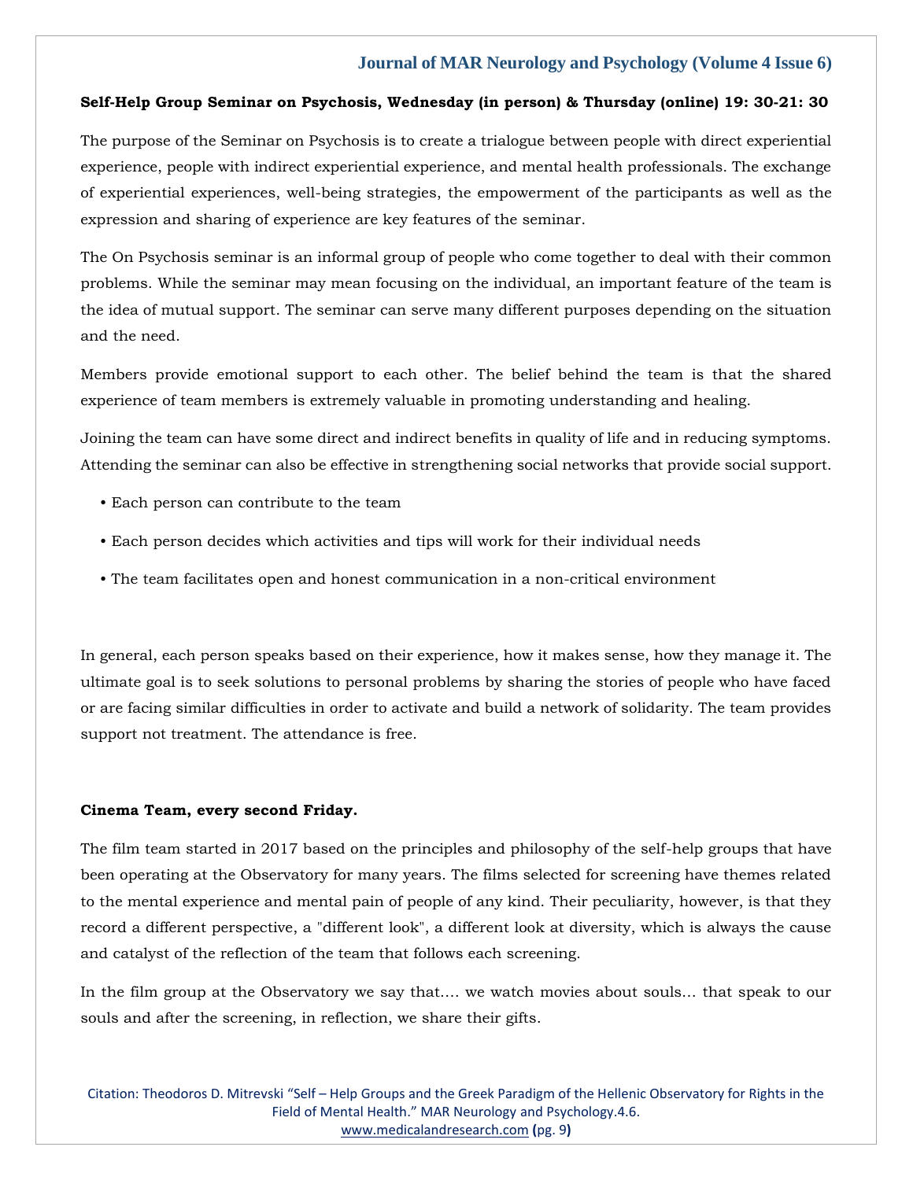**Self-Help Group Seminar on Psychosis, Wednesday (in person) & Thursday (online) 19: 30-21: 30**

The purpose of the Seminar on Psychosis is to create a trialogue between people with direct experiential experience, people with indirect experiential experience, and mental health professionals. The exchange of experiential experiences, well-being strategies, the empowerment of the participants as well as the expression and sharing of experience are key features of the seminar.

The On Psychosis seminar is an informal group of people who come together to deal with their common problems. While the seminar may mean focusing on the individual, an important feature of the team is the idea of mutual support. The seminar can serve many different purposes depending on the situation and the need.

Members provide emotional support to each other. The belief behind the team is that the shared experience of team members is extremely valuable in promoting understanding and healing.

Joining the team can have some direct and indirect benefits in quality of life and in reducing symptoms. Attending the seminar can also be effective in strengthening social networks that provide social support.

- Each person can contribute to the team
- Each person decides which activities and tips will work for their individual needs
- The team facilitates open and honest communication in a non-critical environment

In general, each person speaks based on their experience, how it makes sense, how they manage it. The ultimate goal is to seek solutions to personal problems by sharing the stories of people who have faced or are facing similar difficulties in order to activate and build a network of solidarity. The team provides support not treatment. The attendance is free.

**Cinema Team, every second Friday.**

The film team started in 2017 based on the principles and philosophy of the self-help groups that have been operating at the Observatory for many years. The films selected for screening have themes related to the mental experience and mental pain of people of any kind. Their peculiarity, however, is that they record a different perspective, a "different look", a different look at diversity, which is always the cause and catalyst of the reflection of the team that follows each screening.

In the film group at the Observatory we say that…. we watch movies about souls… that speak to our souls and after the screening, in reflection, we share their gifts.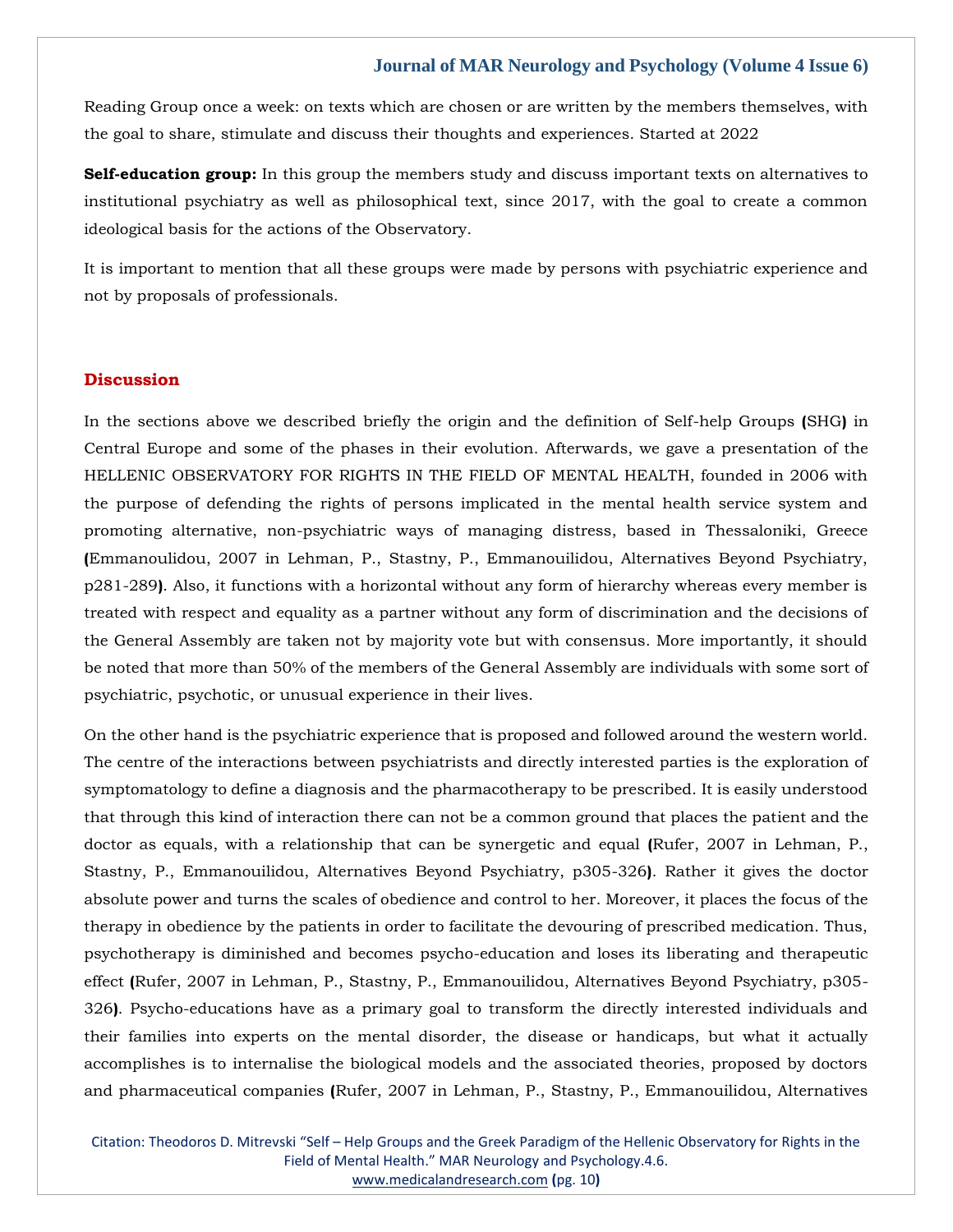Reading Group once a week: on texts which are chosen or are written by the members themselves, with the goal to share, stimulate and discuss their thoughts and experiences. Started at 2022

**Self-education group:** In this group the members study and discuss important texts on alternatives to institutional psychiatry as well as philosophical text, since 2017, with the goal to create a common ideological basis for the actions of the Observatory.

It is important to mention that all these groups were made by persons with psychiatric experience and not by proposals of professionals.

## Discussion

In the sections above we described briefly the origin and the definition of Self-help Groups **(**SHG**)** in Central Europe and some of the phases in their evolution. Afterwards, we gave a presentation of the HELLENIC OBSERVATORY FOR RIGHTS IN THE FIELD OF MENTAL HEALTH, founded in 2006 with the purpose of defending the rights of persons implicated in the mental health service system and promoting alternative, non-psychiatric ways of managing distress, based in Thessaloniki, Greece **(**Emmanoulidou, 2007 in Lehman, P., Stastny, P., Emmanouilidou, Alternatives Beyond Psychiatry, p281-289**)**. Also, it functions with a horizontal without any form of hierarchy whereas every member is treated with respect and equality as a partner without any form of discrimination and the decisions of the General Assembly are taken not by majority vote but with consensus. More importantly, it should be noted that more than 50% of the members of the General Assembly are individuals with some sort of psychiatric, psychotic, or unusual experience in their lives.

On the other hand is the psychiatric experience that is proposed and followed around the western world. The centre of the interactions between psychiatrists and directly interested parties is the exploration of symptomatology to define a diagnosis and the pharmacotherapy to be prescribed. It is easily understood that through this kind of interaction there can not be a common ground that places the patient and the doctor as equals, with a relationship that can be synergetic and equal **(**Rufer, 2007 in Lehman, P., Stastny, P., Emmanouilidou, Alternatives Beyond Psychiatry, p305-326**)**. Rather it gives the doctor absolute power and turns the scales of obedience and control to her. Moreover, it places the focus of the therapy in obedience by the patients in order to facilitate the devouring of prescribed medication. Thus, psychotherapy is diminished and becomes psycho-education and loses its liberating and therapeutic effect **(**Rufer, 2007 in Lehman, P., Stastny, P., Emmanouilidou, Alternatives Beyond Psychiatry, p305-326**)**. Psycho-educations have as a primary goal to transform the directly interested individuals and their families into experts on the mental disorder, the disease or handicaps, but what it actually accomplishes is to internalise the biological models and the associated theories, proposed by doctors and pharmaceutical companies **(**Rufer, 2007 in Lehman, P., Stastny, P., Emmanouilidou, Alternatives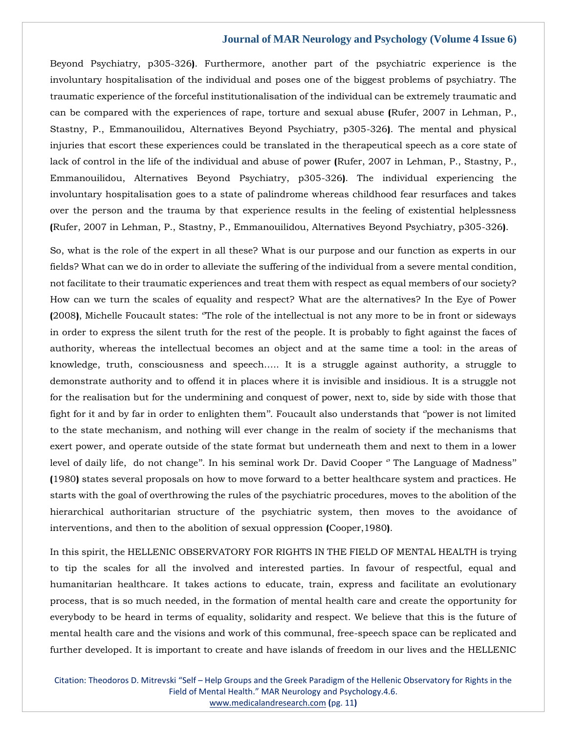Beyond Psychiatry, p305-326**)**. Furthermore, another part of the psychiatric experience is the involuntary hospitalisation of the individual and poses one of the biggest problems of psychiatry. The traumatic experience of the forceful institutionalisation of the individual can be extremely traumatic and can be compared with the experiences of rape, torture and sexual abuse **(**Rufer, 2007 in Lehman, P., Stastny, P., Emmanouilidou, Alternatives Beyond Psychiatry, p305-326**)**. The mental and physical injuries that escort these experiences could be translated in the therapeutical speech as a core state of lack of control in the life of the individual and abuse of power **(**Rufer, 2007 in Lehman, P., Stastny, P., Emmanouilidou, Alternatives Beyond Psychiatry, p305-326**)**. The individual experiencing the involuntary hospitalisation goes to a state of palindrome whereas childhood fear resurfaces and takes over the person and the trauma by that experience results in the feeling of existential helplessness **(**Rufer, 2007 in Lehman, P., Stastny, P., Emmanouilidou, Alternatives Beyond Psychiatry, p305-326**)**.

So, what is the role of the expert in all these? What is our purpose and our function as experts in our fields? What can we do in order to alleviate the suffering of the individual from a severe mental condition, not facilitate to their traumatic experiences and treat them with respect as equal members of our society? How can we turn the scales of equality and respect? What are the alternatives? In the Eye of Power **(**2008**)**, Michelle Foucault states: ''The role of the intellectual is not any more to be in front or sideways in order to express the silent truth for the rest of the people. It is probably to fight against the faces of authority, whereas the intellectual becomes an object and at the same time a tool: in the areas of knowledge, truth, consciousness and speech….. It is a struggle against authority, a struggle to demonstrate authority and to offend it in places where it is invisible and insidious. It is a struggle not for the realisation but for the undermining and conquest of power, next to, side by side with those that fight for it and by far in order to enlighten them''. Foucault also understands that ''power is not limited to the state mechanism, and nothing will ever change in the realm of society if the mechanisms that exert power, and operate outside of the state format but underneath them and next to them in a lower level of daily life, do not change''. In his seminal work Dr. David Cooper '' The Language of Madness'' **(**1980**)** states several proposals on how to move forward to a better healthcare system and practices. He starts with the goal of overthrowing the rules of the psychiatric procedures, moves to the abolition of the hierarchical authoritarian structure of the psychiatric system, then moves to the avoidance of interventions, and then to the abolition of sexual oppression **(**Cooper,1980**)**.

In this spirit, the HELLENIC OBSERVATORY FOR RIGHTS IN THE FIELD OF MENTAL HEALTH is trying to tip the scales for all the involved and interested parties. In favour of respectful, equal and humanitarian healthcare. It takes actions to educate, train, express and facilitate an evolutionary process, that is so much needed, in the formation of mental health care and create the opportunity for everybody to be heard in terms of equality, solidarity and respect. We believe that this is the future of mental health care and the visions and work of this communal, free-speech space can be replicated and further developed. It is important to create and have islands of freedom in our lives and the HELLENIC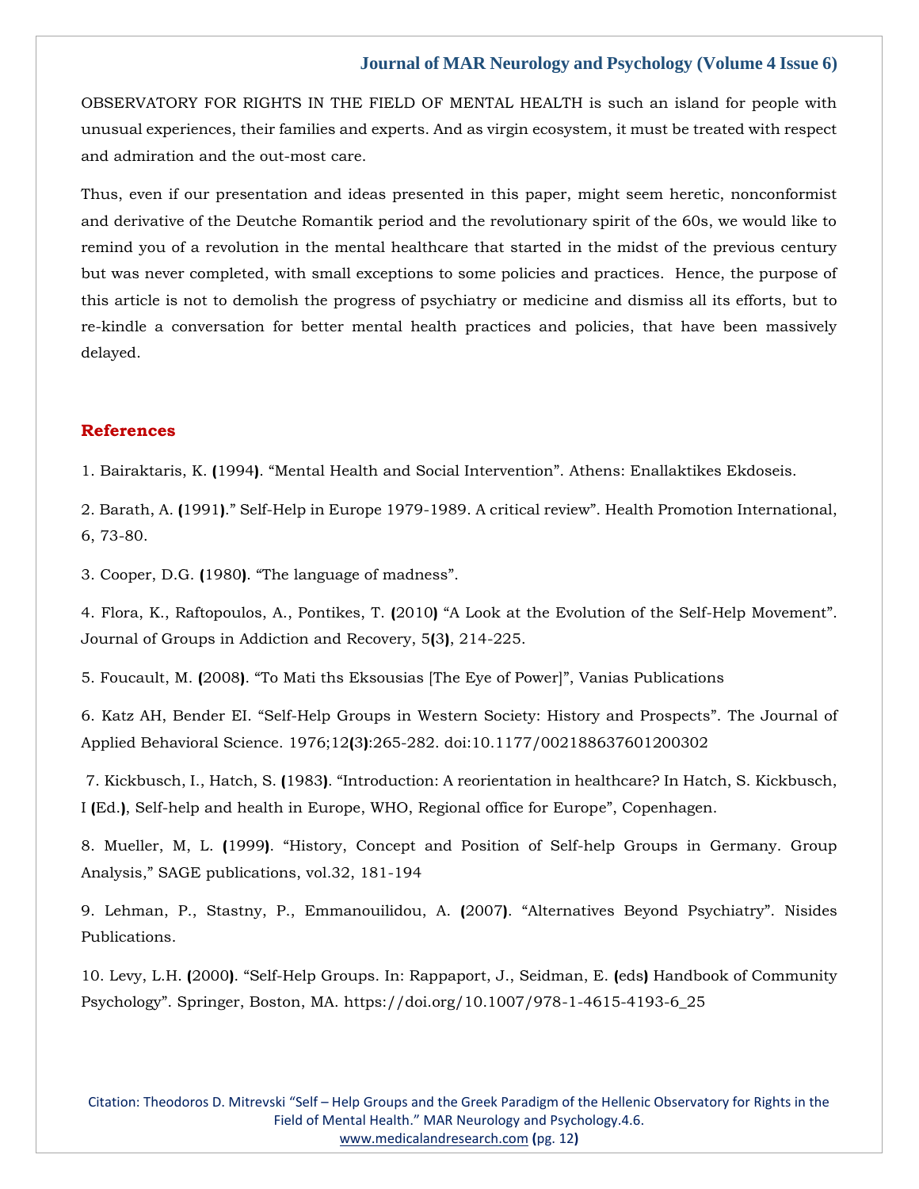OBSERVATORY FOR RIGHTS IN THE FIELD OF MENTAL HEALTH is such an island for people with unusual experiences, their families and experts. And as virgin ecosystem, it must be treated with respect and admiration and the out-most care.

Thus, even if our presentation and ideas presented in this paper, might seem heretic, nonconformist and derivative of the Deutche Romantik period and the revolutionary spirit of the 60s, we would like to remind you of a revolution in the mental healthcare that started in the midst of the previous century but was never completed, with small exceptions to some policies and practices. Hence, the purpose of this article is not to demolish the progress of psychiatry or medicine and dismiss all its efforts, but to re-kindle a conversation for better mental health practices and policies, that have been massively delayed.

## References

1. Bairaktaris, K. (1994). "Mental Health and Social Intervention". Athens: Enallaktikes Ekdoseis.

2. Barath, A. (1991)." Self-Help in Europe 1979-1989. A critical review". Health Promotion International, 6, 73-80.

3. Cooper, D.G. (1980). "The language of madness".

4. Flora, K., Raftopoulos, A., Pontikes, T. (2010) "A Look at the Evolution of the Self-Help Movement". Journal of Groups in Addiction and Recovery, 5(3), 214-225.

5. Foucault, M. (2008). "To Mati ths Eksousias [The Eye of Power]", Vanias Publications

6. Katz AH, Bender EI. "Self-Help Groups in Western Society: History and Prospects". The Journal of Applied Behavioral Science. 1976;12(3):265-282. doi:10.1177/002188637601200302

7. Kickbusch, I., Hatch, S. (1983). "Introduction: A reorientation in healthcare? In Hatch, S. Kickbusch, I (Ed.), Self-help and health in Europe, WHO, Regional office for Europe", Copenhagen.

8. Mueller, M, L. (1999). "History, Concept and Position of Self-help Groups in Germany. Group Analysis," SAGE publications, vol.32, 181-194

9. Lehman, P., Stastny, P., Emmanouilidou, A. (2007). "Alternatives Beyond Psychiatry". Nisides Publications.

10. Levy, L.H. (2000). "Self-Help Groups. In: Rappaport, J., Seidman, E. (eds) Handbook of Community Psychology". Springer, Boston, MA. https://doi.org/10.1007/978-1-4615-4193-6_25